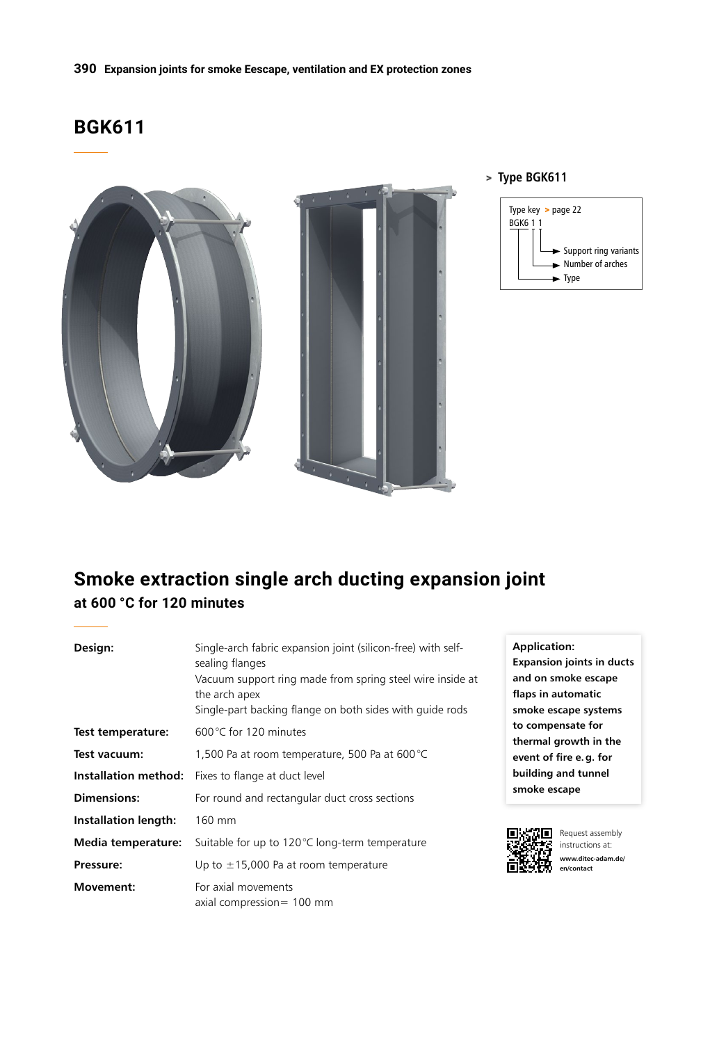# BGK611

**> Type BGK611**

Type key > page 22

BGK6 1 1

- Support ring variants
- Number of arches
- Type

## Smoke extraction single arch ducting expansion joint

### at 600 °C for 120 minutes

| | |
|---|---|
| **Design:** | Single-arch fabric expansion joint (silicon-free) with self-sealing flanges<br>Vacuum support ring made from spring steel wire inside at the arch apex<br>Single-part backing flange on both sides with guide rods |
| **Test temperature:** | 600 °C for 120 minutes |
| **Test vacuum:** | 1,500 Pa at room temperature, 500 Pa at 600 °C |
| **Installation method:** | Fixes to flange at duct level |
| **Dimensions:** | For round and rectangular duct cross sections |
| **Installation length:** | 160 mm |
| **Media temperature:** | Suitable for up to 120 °C long-term temperature |
| **Pressure:** | Up to ±15,000 Pa at room temperature |
| **Movement:** | For axial movements<br>axial compression = 100 mm |

**Application:**
**Expansion joints in ducts and on smoke escape flaps in automatic smoke escape systems to compensate for thermal growth in the event of fire e.g. for building and tunnel smoke escape**

Request assembly instructions at:
**www.ditec-adam.de/en/contact**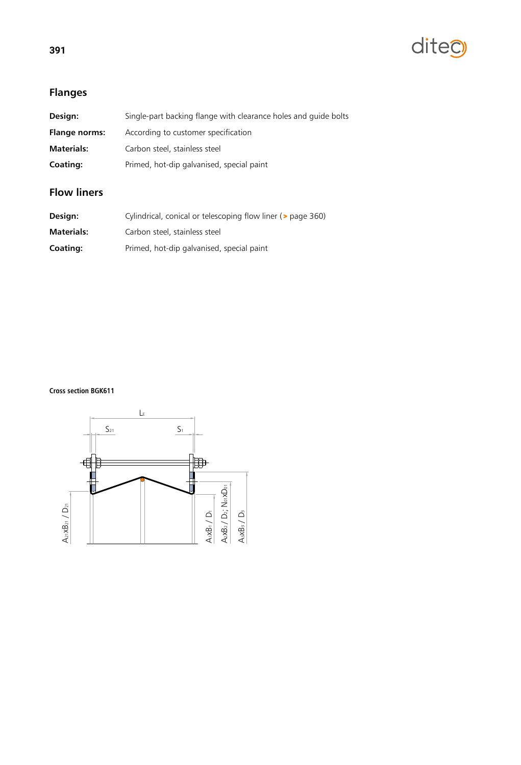## Flanges

**Design:** Single-part backing flange with clearance holes and guide bolts

**Flange norms:** According to customer specification

**Materials:** Carbon steel, stainless steel

**Coating:** Primed, hot-dip galvanised, special paint

## Flow liners

**Design:** Cylindrical, conical or telescoping flow liner (> page 360)

**Materials:** Carbon steel, stainless steel

**Coating:** Primed, hot-dip galvanised, special paint

**Cross section BGK611**

$L_E$

$S_{21}$

$S_1$

$A_{21}xB_{21}$ / $D_{21}$

$A_1xB_1$ / $D_1$

$A_2xB_2$ / $D_2$; $N_{01}xD_{01}$

$A_3xB_3$ / $D_3$